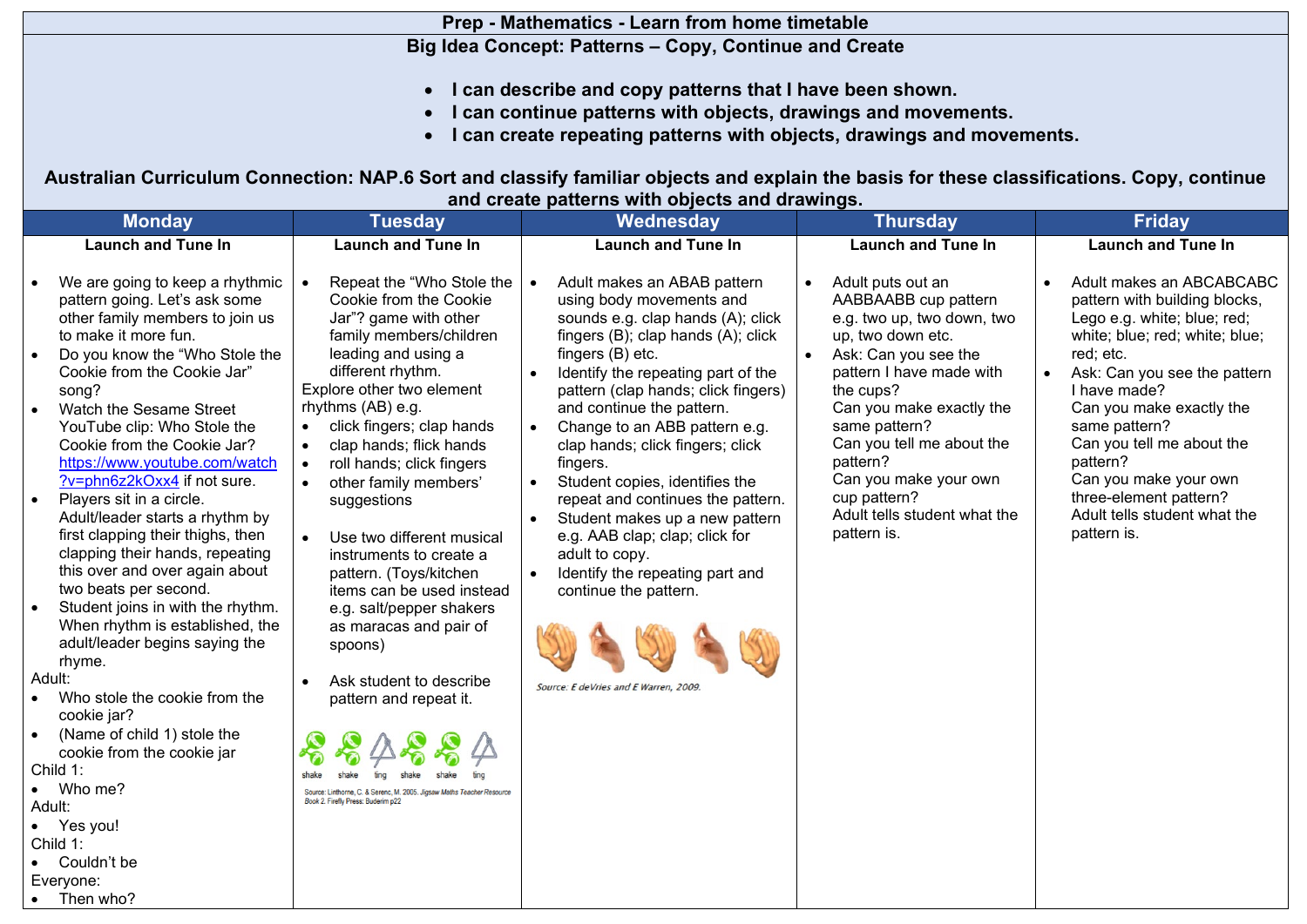# Prep - Mathematics - Learn from home timetable

## Big Idea Concept: Patterns – Copy, Continue and Create

- **I can describe and copy patterns that I have been shown.**
- **I can continue patterns with objects, drawings and movements.**
- **I can create repeating patterns with objects, drawings and movements.**

**Australian Curriculum Connection: NAP.6 Sort and classify familiar objects and explain the basis for these classifications. Copy, continue and create patterns with objects and drawings.**

| Monday | Tuesday | Wednesday | Thursday | Friday |
|---|---|---|---|---|
| **Launch and Tune In**<br><br>• We are going to keep a rhythmic pattern going. Let's ask some other family members to join us to make it more fun.<br>• Do you know the "Who Stole the Cookie from the Cookie Jar" song?<br>• Watch the Sesame Street YouTube clip: Who Stole the Cookie from the Cookie Jar? https://www.youtube.com/watch?v=phn6z2kOxx4 if not sure.<br>• Players sit in a circle. Adult/leader starts a rhythm by first clapping their thighs, then clapping their hands, repeating this over and over again about two beats per second.<br>• Student joins in with the rhythm. When rhythm is established, the adult/leader begins saying the rhyme.<br>Adult:<br>• Who stole the cookie from the cookie jar?<br>• (Name of child 1) stole the cookie from the cookie jar<br>Child 1:<br>• Who me?<br>Adult:<br>• Yes you!<br>Child 1:<br>• Couldn't be<br>Everyone:<br>• Then who? | **Launch and Tune In**<br><br>• Repeat the "Who Stole the Cookie from the Cookie Jar"? game with other family members/children leading and using a different rhythm.<br>Explore other two element rhythms (AB) e.g.<br>• click fingers; clap hands<br>• clap hands; flick hands<br>• roll hands; click fingers<br>• other family members' suggestions<br><br>• Use two different musical instruments to create a pattern. (Toys/kitchen items can be used instead e.g. salt/pepper shakers as maracas and pair of spoons)<br><br>• Ask student to describe pattern and repeat it.<br><br>shake shake ting shake shake ting<br>Source: Linthorne, C. & Serenc, M. 2005. *Jigsaw Maths Teacher Resource Book 2*. Firefly Press: Buderim p22 | **Launch and Tune In**<br><br>• Adult makes an ABAB pattern using body movements and sounds e.g. clap hands (A); click fingers (B); clap hands (A); click fingers (B) etc.<br>• Identify the repeating part of the pattern (clap hands; click fingers) and continue the pattern.<br>• Change to an ABB pattern e.g. clap hands; click fingers; click fingers.<br>• Student copies, identifies the repeat and continues the pattern.<br>• Student makes up a new pattern e.g. AAB clap; clap; click for adult to copy.<br>• Identify the repeating part and continue the pattern.<br><br>*Source: E deVries and E Warren, 2009.* | **Launch and Tune In**<br><br>• Adult puts out an AABBAABB cup pattern e.g. two up, two down, two up, two down etc.<br>• Ask: Can you see the pattern I have made with the cups?<br>Can you make exactly the same pattern?<br>Can you tell me about the pattern?<br>Can you make your own cup pattern?<br>Adult tells student what the pattern is. | **Launch and Tune In**<br><br>• Adult makes an ABCABCABC pattern with building blocks, Lego e.g. white; blue; red; white; blue; red; white; blue; red; etc.<br>• Ask: Can you see the pattern I have made?<br>Can you make exactly the same pattern?<br>Can you tell me about the pattern?<br>Can you make your own three-element pattern?<br>Adult tells student what the pattern is. |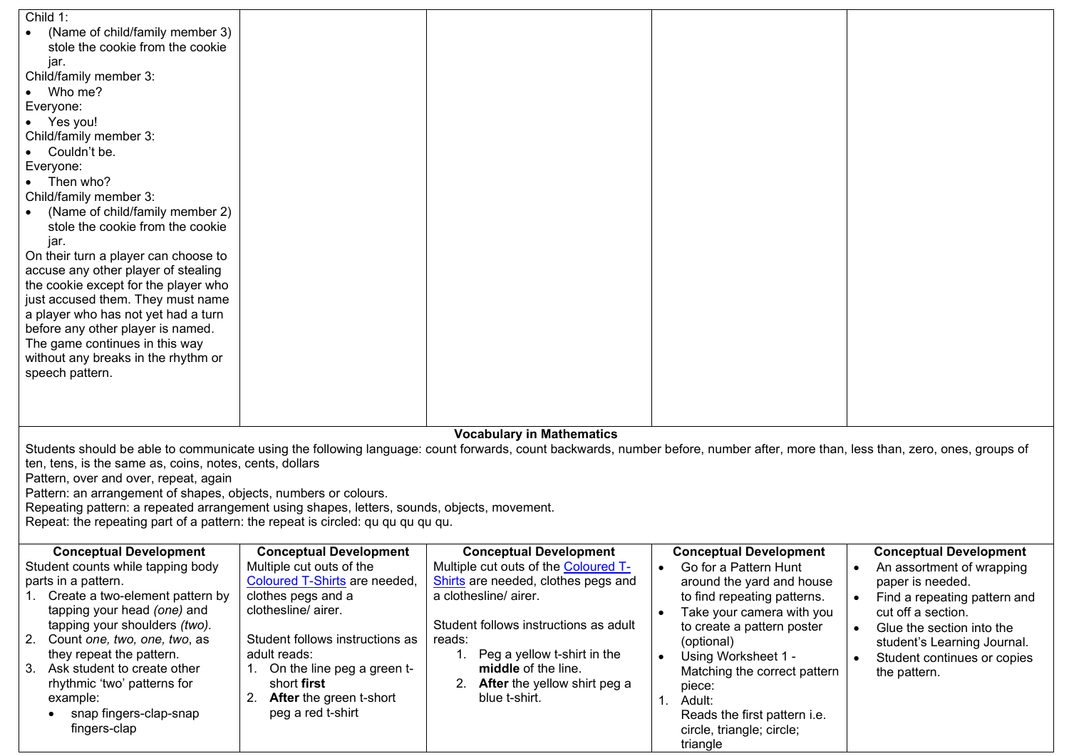| Child 1:<br>• (Name of child/family member 3) stole the cookie from the cookie jar.<br>Child/family member 3:<br>• Who me?<br>Everyone:<br>• Yes you!<br>Child/family member 3:<br>• Couldn't be.<br>Everyone:<br>• Then who?<br>Child/family member 3:<br>• (Name of child/family member 2) stole the cookie from the cookie jar.<br>On their turn a player can choose to accuse any other player of stealing the cookie except for the player who just accused them. They must name a player who has not yet had a turn before any other player is named. The game continues in this way without any breaks in the rhythm or speech pattern. | | | | |
|---|---|---|---|---|

**Vocabulary in Mathematics**

Students should be able to communicate using the following language: count forwards, count backwards, number before, number after, more than, less than, zero, ones, groups of ten, tens, is the same as, coins, notes, cents, dollars
Pattern, over and over, repeat, again
Pattern: an arrangement of shapes, objects, numbers or colours.
Repeating pattern: a repeated arrangement using shapes, letters, sounds, objects, movement.
Repeat: the repeating part of a pattern: the repeat is circled: qu qu qu qu qu.

| Conceptual Development | Conceptual Development | Conceptual Development | Conceptual Development | Conceptual Development |
|---|---|---|---|---|
| Student counts while tapping body parts in a pattern.<br>1. Create a two-element pattern by tapping your head *(one)* and tapping your shoulders *(two)*.<br>2. Count *one, two, one, two*, as they repeat the pattern.<br>3. Ask student to create other rhythmic 'two' patterns for example:<br>• snap fingers-clap-snap fingers-clap | Multiple cut outs of the Coloured T-Shirts are needed, clothes pegs and a clothesline/ airer.<br><br>Student follows instructions as adult reads:<br>1. On the line peg a green t-short **first**<br>2. **After** the green t-short peg a red t-shirt | Multiple cut outs of the Coloured T-Shirts are needed, clothes pegs and a clothesline/ airer.<br><br>Student follows instructions as adult reads:<br>1. Peg a yellow t-shirt in the **middle** of the line.<br>2. **After** the yellow shirt peg a blue t-shirt. | • Go for a Pattern Hunt around the yard and house to find repeating patterns.<br>• Take your camera with you to create a pattern poster (optional)<br>• Using Worksheet 1 - Matching the correct pattern piece:<br>1. Adult:<br>Reads the first pattern i.e. circle, triangle; circle; triangle | • An assortment of wrapping paper is needed.<br>• Find a repeating pattern and cut off a section.<br>• Glue the section into the student's Learning Journal.<br>• Student continues or copies the pattern. |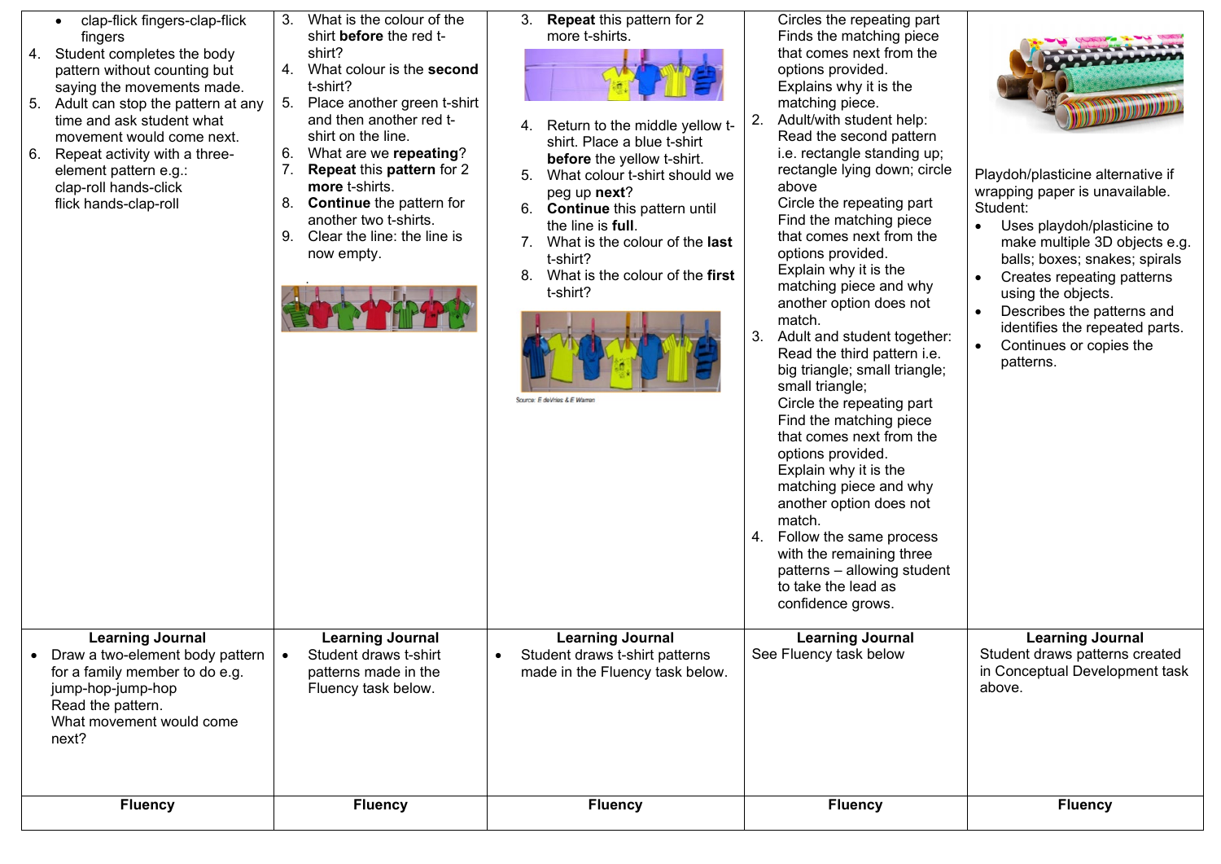| | | | | |
|---|---|---|---|---|
| • clap-flick fingers-clap-flick fingers<br>4. Student completes the body pattern without counting but saying the movements made.<br>5. Adult can stop the pattern at any time and ask student what movement would come next.<br>6. Repeat activity with a three-element pattern e.g.: clap-roll hands-click flick hands-clap-roll | 3. What is the colour of the shirt **before** the red t-shirt?<br>4. What colour is the **second** t-shirt?<br>5. Place another green t-shirt and then another red t-shirt on the line.<br>6. What are we **repeating**?<br>7. **Repeat** this **pattern** for 2 **more** t-shirts.<br>8. **Continue** the pattern for another two t-shirts.<br>9. Clear the line: the line is now empty. | 3. **Repeat** this pattern for 2 more t-shirts.<br>4. Return to the middle yellow t-shirt. Place a blue t-shirt **before** the yellow t-shirt.<br>5. What colour t-shirt should we peg up **next**?<br>6. **Continue** this pattern until the line is **full**.<br>7. What is the colour of the **last** t-shirt?<br>8. What is the colour of the **first** t-shirt?<br>Source: E deVries & E Wamn | Circles the repeating part<br>Finds the matching piece that comes next from the options provided.<br>Explains why it is the matching piece.<br>2. Adult/with student help: Read the second pattern i.e. rectangle standing up; rectangle lying down; circle above<br>Circle the repeating part<br>Find the matching piece that comes next from the options provided.<br>Explain why it is the matching piece and why another option does not match.<br>3. Adult and student together: Read the third pattern i.e. big triangle; small triangle; small triangle;<br>Circle the repeating part<br>Find the matching piece that comes next from the options provided.<br>Explain why it is the matching piece and why another option does not match.<br>4. Follow the same process with the remaining three patterns – allowing student to take the lead as confidence grows. | Playdoh/plasticine alternative if wrapping paper is unavailable.<br>Student:<br>• Uses playdoh/plasticine to make multiple 3D objects e.g. balls; boxes; snakes; spirals<br>• Creates repeating patterns using the objects.<br>• Describes the patterns and identifies the repeated parts.<br>• Continues or copies the patterns. |
| **Learning Journal**<br>• Draw a two-element body pattern for a family member to do e.g. jump-hop-jump-hop<br>Read the pattern.<br>What movement would come next? | **Learning Journal**<br>• Student draws t-shirt patterns made in the Fluency task below. | **Learning Journal**<br>• Student draws t-shirt patterns made in the Fluency task below. | **Learning Journal**<br>See Fluency task below | **Learning Journal**<br>Student draws patterns created in Conceptual Development task above. |
| **Fluency** | **Fluency** | **Fluency** | **Fluency** | **Fluency** |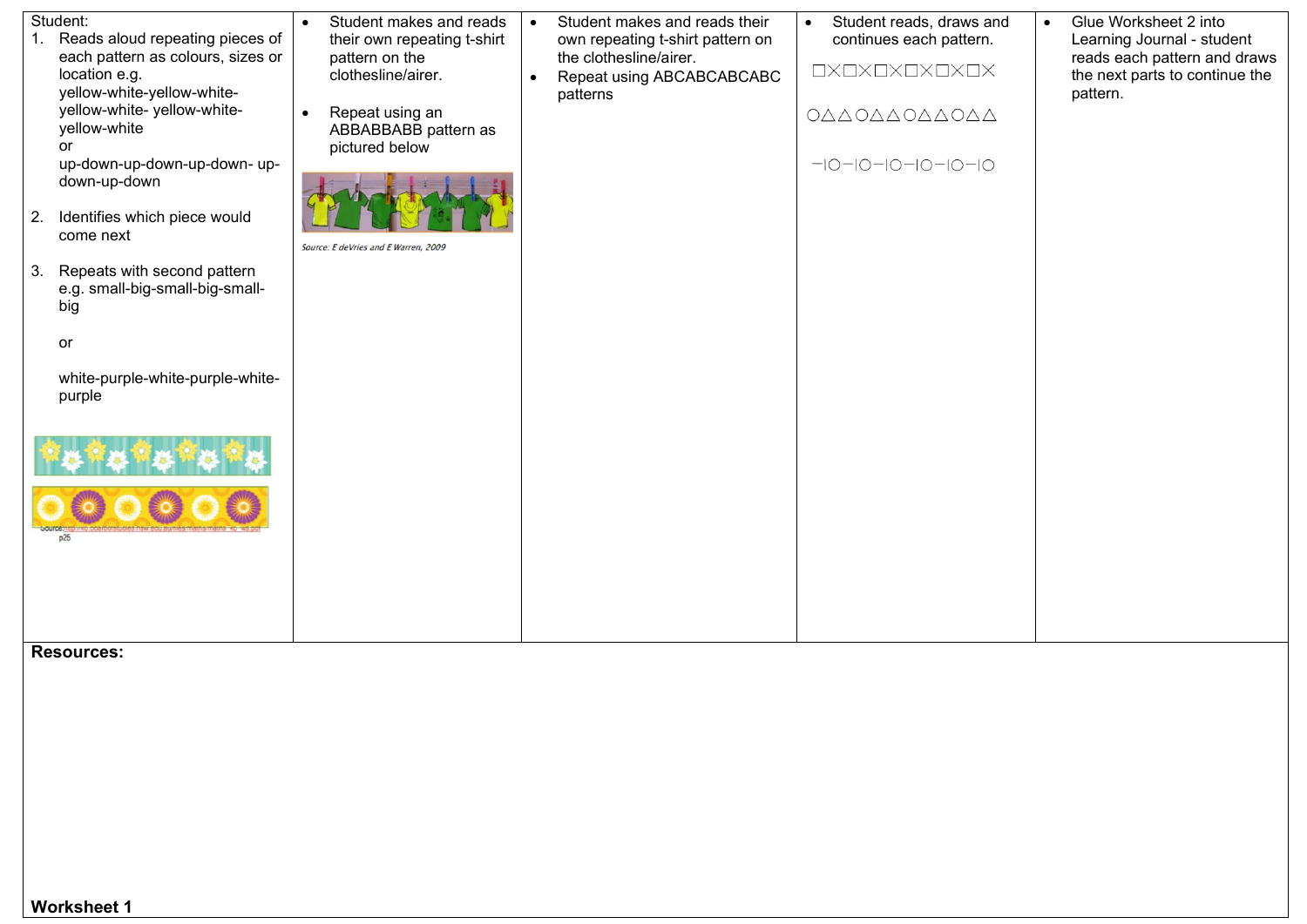| Student: | | | | |
|---|---|---|---|---|
| 1. Reads aloud repeating pieces of each pattern as colours, sizes or location e.g. yellow-white-yellow-white-yellow-white- yellow-white-yellow-white or up-down-up-down-up-down- up-down-up-down<br><br>2. Identifies which piece would come next<br><br>3. Repeats with second pattern e.g. small-big-small-big-small-big<br><br>or<br><br>white-purple-white-purple-white-purple<br><br>Source: http://k6.boardofstudies.nsw.edu.au/files/maths/maths_k6_ws.pdf p25 | • Student makes and reads their own repeating t-shirt pattern on the clothesline/airer.<br><br>• Repeat using an ABBABBABB pattern as pictured below<br><br>*Source: E deVries and E Warren, 2009* | • Student makes and reads their own repeating t-shirt pattern on the clothesline/airer.<br>• Repeat using ABCABCABCABC patterns | • Student reads, draws and continues each pattern.<br><br>□×□×□×□×□×□×<br><br>○△△○△△○△△○△△<br><br>−\|○−\|○−\|○−\|○−\|○−\|○ | • Glue Worksheet 2 into Learning Journal - student reads each pattern and draws the next parts to continue the pattern. |
| **Resources:**<br><br>**Worksheet 1** | | | | |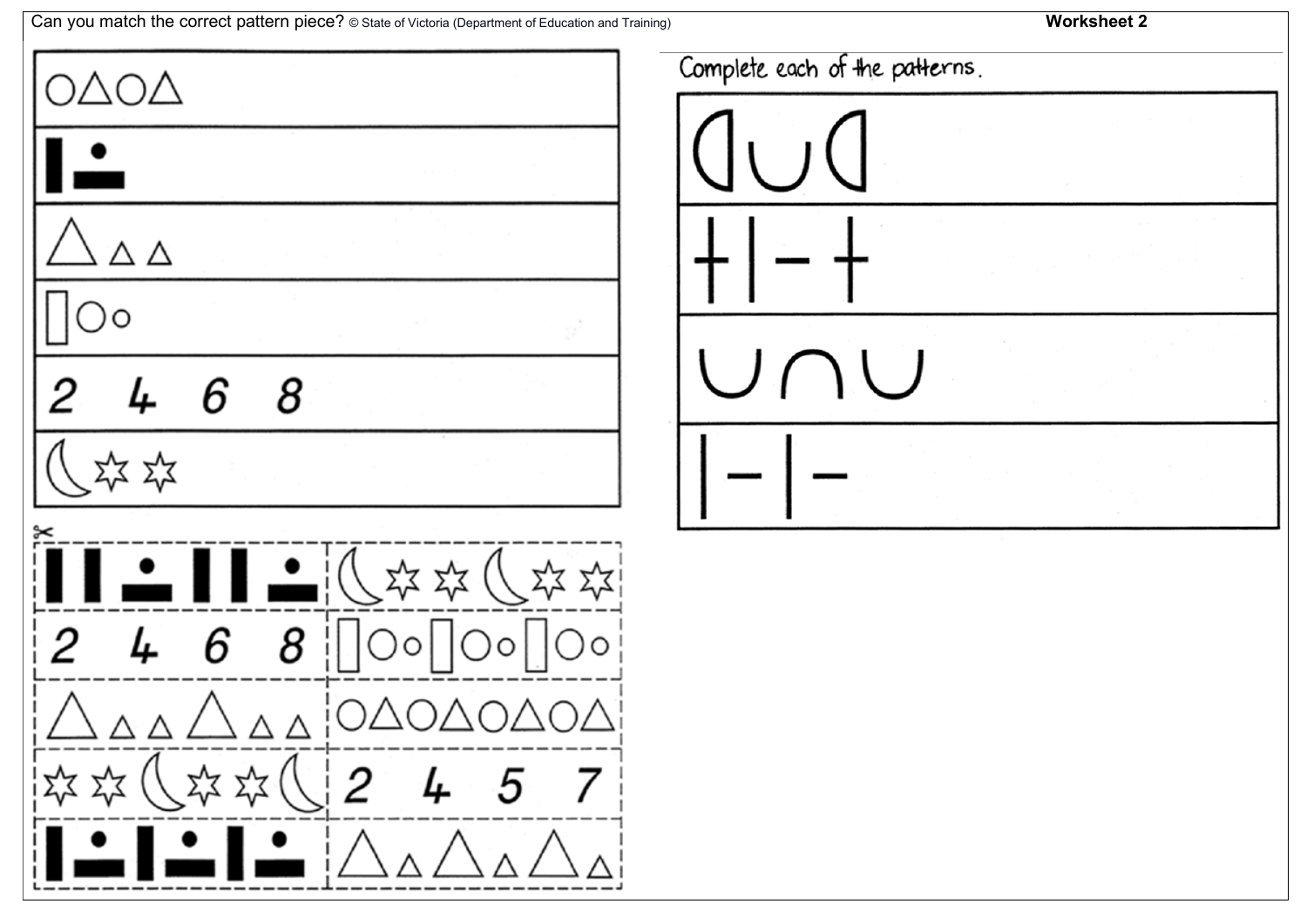Can you match the correct pattern piece? © State of Victoria (Department of Education and Training)

**Worksheet 2**

| |
|---|
| ○△○△ |
| |
| △ △ △ |
| ▯○○ |
| 2 4 6 8 |
| ☾✡✡ |

✂

| | |
|---|---|
| | ☾✡✡☾✡✡ |
| 2 4 6 8 | ▯○○▯○○▯○○ |
| △△△△△△ | ○△○△○△○△ |
| ✡✡☾✡✡☾ | 2 4 5 7 |
| | △△△△△△ |

Complete each of the patterns.